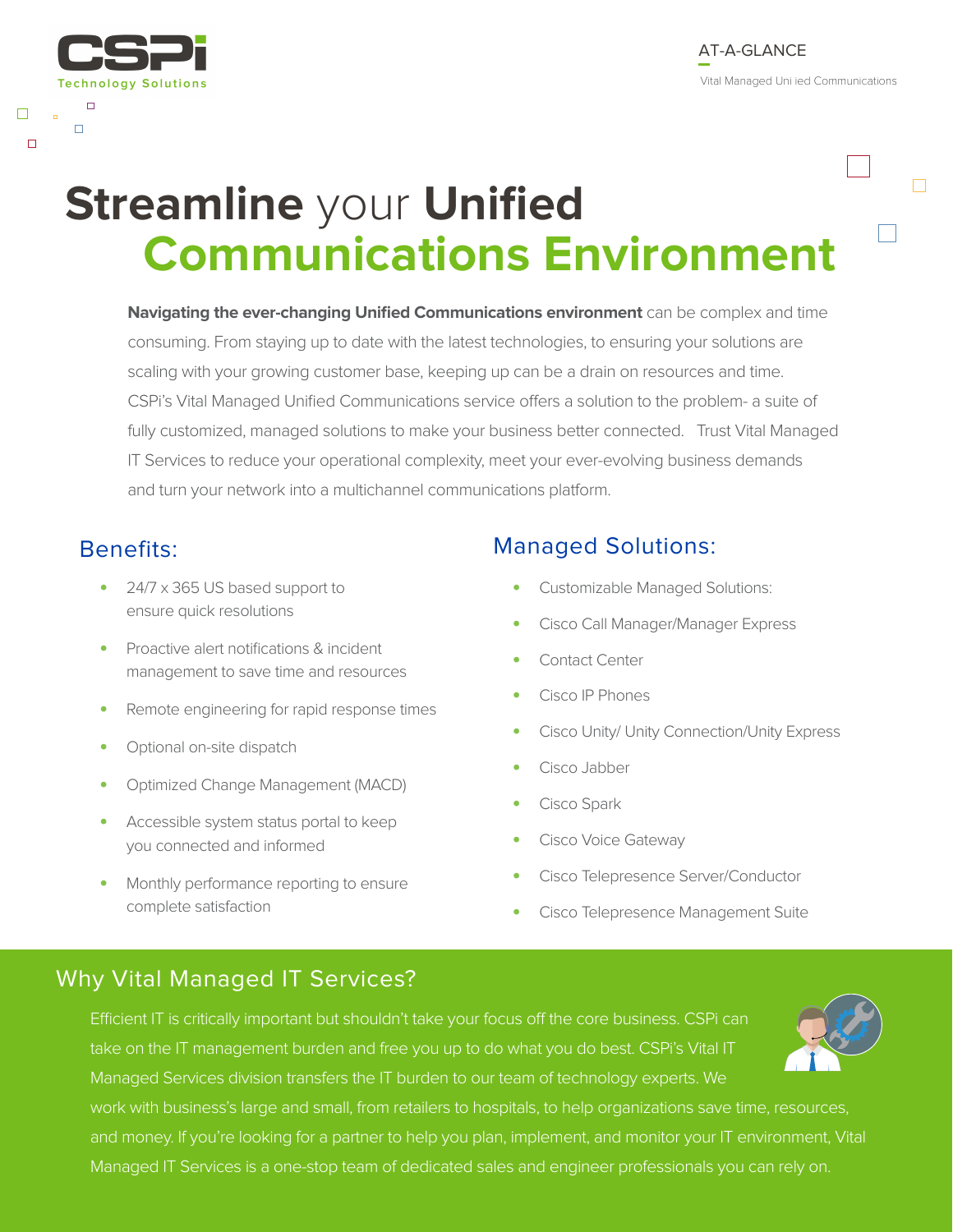AT-A-GLANCE

Vital Managed Uni ied Communications

# Streamline your Unified Communications Environment

**Navigating the ever-changing Unified Communications environment** can be complex and time consuming. From staying up to date with the latest technologies, to ensuring your solutions are scaling with your growing customer base, keeping up can be a drain on resources and time. CSPi's Vital Managed Unified Communications service offers a solution to the problem- a suite of fully customized, managed solutions to make your business better connected. Trust Vital Managed IT Services to reduce your operational complexity, meet your ever-evolving business demands and turn your network into a multichannel communications platform.

## Benefits:

- 24/7 x 365 US based support to ensure quick resolutions
- Proactive alert notifications & incident management to save time and resources
- Remote engineering for rapid response times
- Optional on-site dispatch
- Optimized Change Management (MACD)
- Accessible system status portal to keep you connected and informed
- Monthly performance reporting to ensure complete satisfaction

## Managed Solutions:

- Customizable Managed Solutions:
- Cisco Call Manager/Manager Express
- Contact Center
- Cisco IP Phones
- Cisco Unity/ Unity Connection/Unity Express
- Cisco Jabber
- Cisco Spark
- Cisco Voice Gateway
- Cisco Telepresence Server/Conductor
- Cisco Telepresence Management Suite

## Why Vital Managed IT Services?

Efficient IT is critically important but shouldn't take your focus off the core business. CSPi can take on the IT management burden and free you up to do what you do best. CSPi's Vital IT Managed Services division transfers the IT burden to our team of technology experts. We work with business's large and small, from retailers to hospitals, to help organizations save time, resources, and money. If you're looking for a partner to help you plan, implement, and monitor your IT environment, Vital Managed IT Services is a one-stop team of dedicated sales and engineer professionals you can rely on.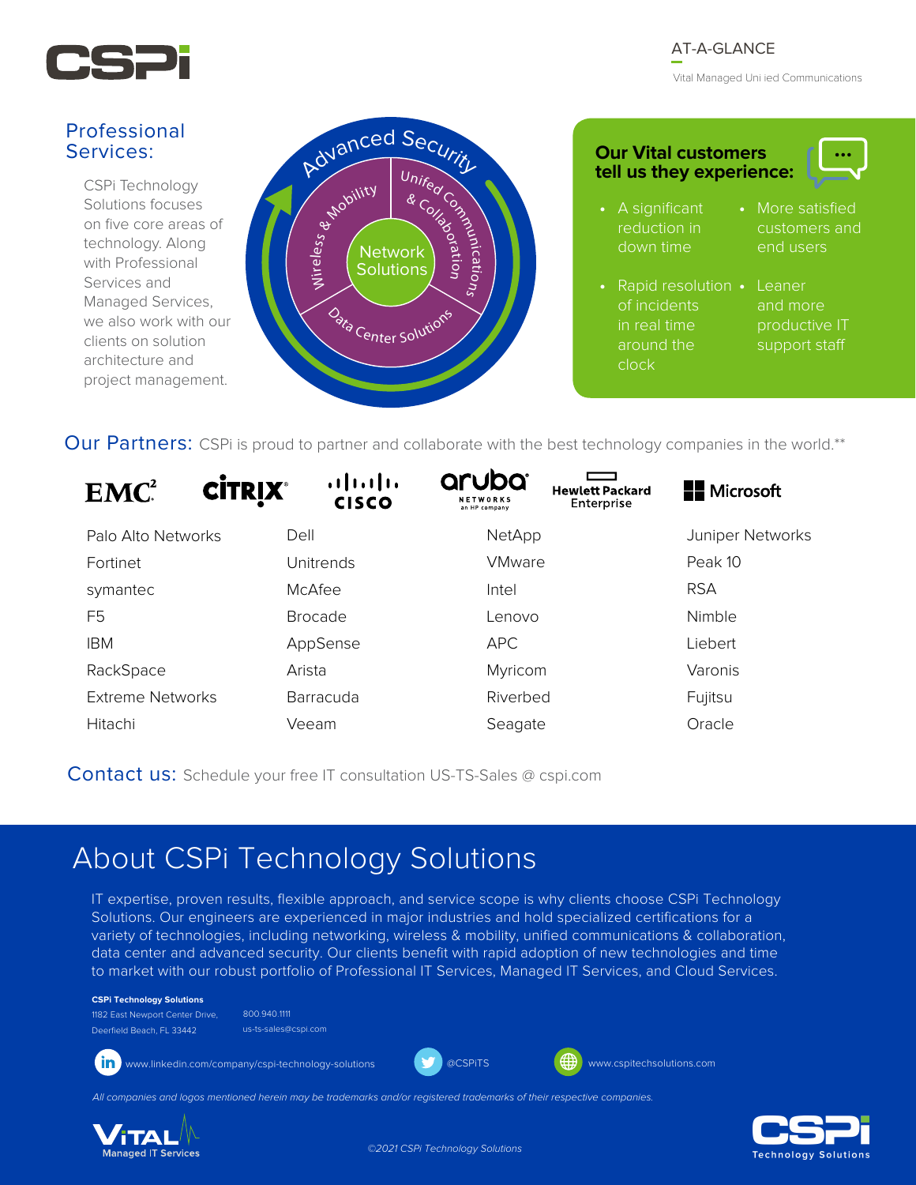CSPi

AT-A-GLANCE

Vital Managed Uni ied Communications

## Professional Services:

CSPi Technology Solutions focuses on five core areas of technology. Along with Professional Services and Managed Services, we also work with our clients on solution architecture and project management.

Advanced Security

Unified Communications & Collaboration

Wireless & Mobility

Network Solutions

Data Center Solutions

### Our Vital customers tell us they experience:

- A significant reduction in down time
- More satisfied customers and end users
- Rapid resolution of incidents in real time around the clock
- Leaner and more productive IT support staff

## Our Partners:

CSPi is proud to partner and collaborate with the best technology companies in the world.**

EMC² · CITRIX · CISCO · aruba NETWORKS an HP company · Hewlett Packard Enterprise · Microsoft

| | | | |
|---|---|---|---|
| Palo Alto Networks | Dell | NetApp | Juniper Networks |
| Fortinet | Unitrends | VMware | Peak 10 |
| symantec | McAfee | Intel | RSA |
| F5 | Brocade | Lenovo | Nimble |
| IBM | AppSense | APC | Liebert |
| RackSpace | Arista | Myricom | Varonis |
| Extreme Networks | Barracuda | Riverbed | Fujitsu |
| Hitachi | Veeam | Seagate | Oracle |

**Contact us:** Schedule your free IT consultation US-TS-Sales @ cspi.com

# About CSPi Technology Solutions

IT expertise, proven results, flexible approach, and service scope is why clients choose CSPi Technology Solutions. Our engineers are experienced in major industries and hold specialized certifications for a variety of technologies, including networking, wireless & mobility, unified communications & collaboration, data center and advanced security. Our clients benefit with rapid adoption of new technologies and time to market with our robust portfolio of Professional IT Services, Managed IT Services, and Cloud Services.

**CSPi Technology Solutions**
1182 East Newport Center Drive,
Deerfield Beach, FL 33442

800.940.1111
us-ts-sales@cspi.com

www.linkedin.com/company/cspi-technology-solutions

@CSPiTS

www.cspitechsolutions.com

*All companies and logos mentioned herein may be trademarks and/or registered trademarks of their respective companies.*

VITAL Managed IT Services

*©2021 CSPi Technology Solutions*

CSPi Technology Solutions